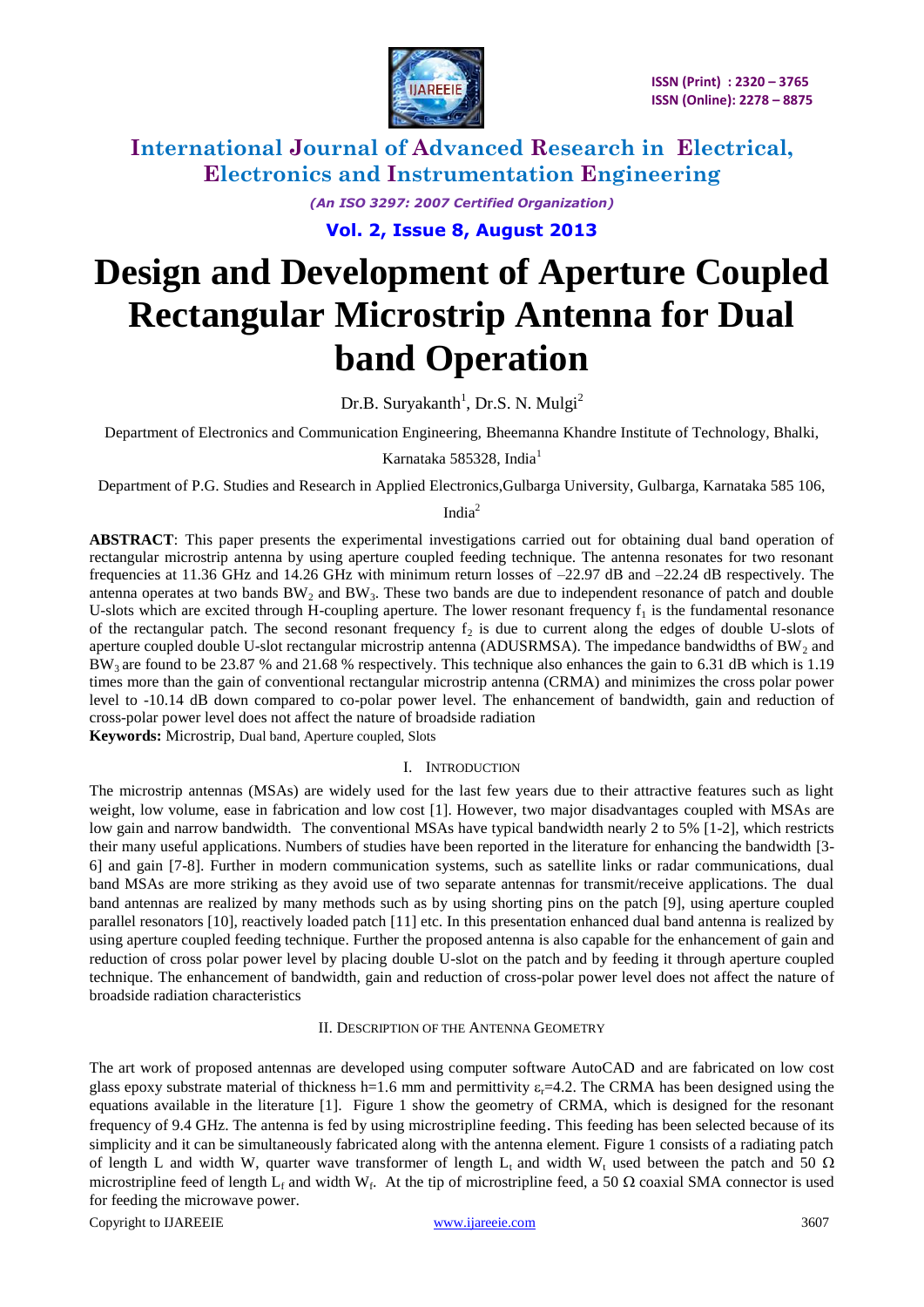# Design and Development of Aperture Coupled Rectangular Microstrip Antenna for Dual band Operation

Dr.B. Suryakanth[1], Dr.S. N. Mulgi[2]

Department of Electronics and Communication Engineering, Bheemanna Khandre Institute of Technology, Bhalki, Karnataka 585328, India[1]

Department of P.G. Studies and Research in Applied Electronics,Gulbarga University, Gulbarga, Karnataka 585 106, India[2]

**ABSTRACT**: This paper presents the experimental investigations carried out for obtaining dual band operation of rectangular microstrip antenna by using aperture coupled feeding technique. The antenna resonates for two resonant frequencies at 11.36 GHz and 14.26 GHz with minimum return losses of –22.97 dB and –22.24 dB respectively. The antenna operates at two bands $BW_2$ and $BW_3$. These two bands are due to independent resonance of patch and double U-slots which are excited through H-coupling aperture. The lower resonant frequency $f_1$ is the fundamental resonance of the rectangular patch. The second resonant frequency $f_2$ is due to current along the edges of double U-slots of aperture coupled double U-slot rectangular microstrip antenna (ADUSRMSA). The impedance bandwidths of $BW_2$ and $BW_3$ are found to be 23.87 % and 21.68 % respectively. This technique also enhances the gain to 6.31 dB which is 1.19 times more than the gain of conventional rectangular microstrip antenna (CRMA) and minimizes the cross polar power level to -10.14 dB down compared to co-polar power level. The enhancement of bandwidth, gain and reduction of cross-polar power level does not affect the nature of broadside radiation

**Keywords:** Microstrip, Dual band, Aperture coupled, Slots

## I. Introduction

The microstrip antennas (MSAs) are widely used for the last few years due to their attractive features such as light weight, low volume, ease in fabrication and low cost [1]. However, two major disadvantages coupled with MSAs are low gain and narrow bandwidth. The conventional MSAs have typical bandwidth nearly 2 to 5% [1-2], which restricts their many useful applications. Numbers of studies have been reported in the literature for enhancing the bandwidth [3-6] and gain [7-8]. Further in modern communication systems, such as satellite links or radar communications, dual band MSAs are more striking as they avoid use of two separate antennas for transmit/receive applications. The dual band antennas are realized by many methods such as by using shorting pins on the patch [9], using aperture coupled parallel resonators [10], reactively loaded patch [11] etc. In this presentation enhanced dual band antenna is realized by using aperture coupled feeding technique. Further the proposed antenna is also capable for the enhancement of gain and reduction of cross polar power level by placing double U-slot on the patch and by feeding it through aperture coupled technique. The enhancement of bandwidth, gain and reduction of cross-polar power level does not affect the nature of broadside radiation characteristics

## II. Description of the Antenna Geometry

The art work of proposed antennas are developed using computer software AutoCAD and are fabricated on low cost glass epoxy substrate material of thickness h=1.6 mm and permittivity $\varepsilon_r$=4.2. The CRMA has been designed using the equations available in the literature [1]. Figure 1 show the geometry of CRMA, which is designed for the resonant frequency of 9.4 GHz. The antenna is fed by using microstripline feeding. This feeding has been selected because of its simplicity and it can be simultaneously fabricated along with the antenna element. Figure 1 consists of a radiating patch of length L and width W, quarter wave transformer of length $L_t$ and width $W_t$ used between the patch and 50 Ω microstripline feed of length $L_f$ and width $W_f$. At the tip of microstripline feed, a 50 Ω coaxial SMA connector is used for feeding the microwave power.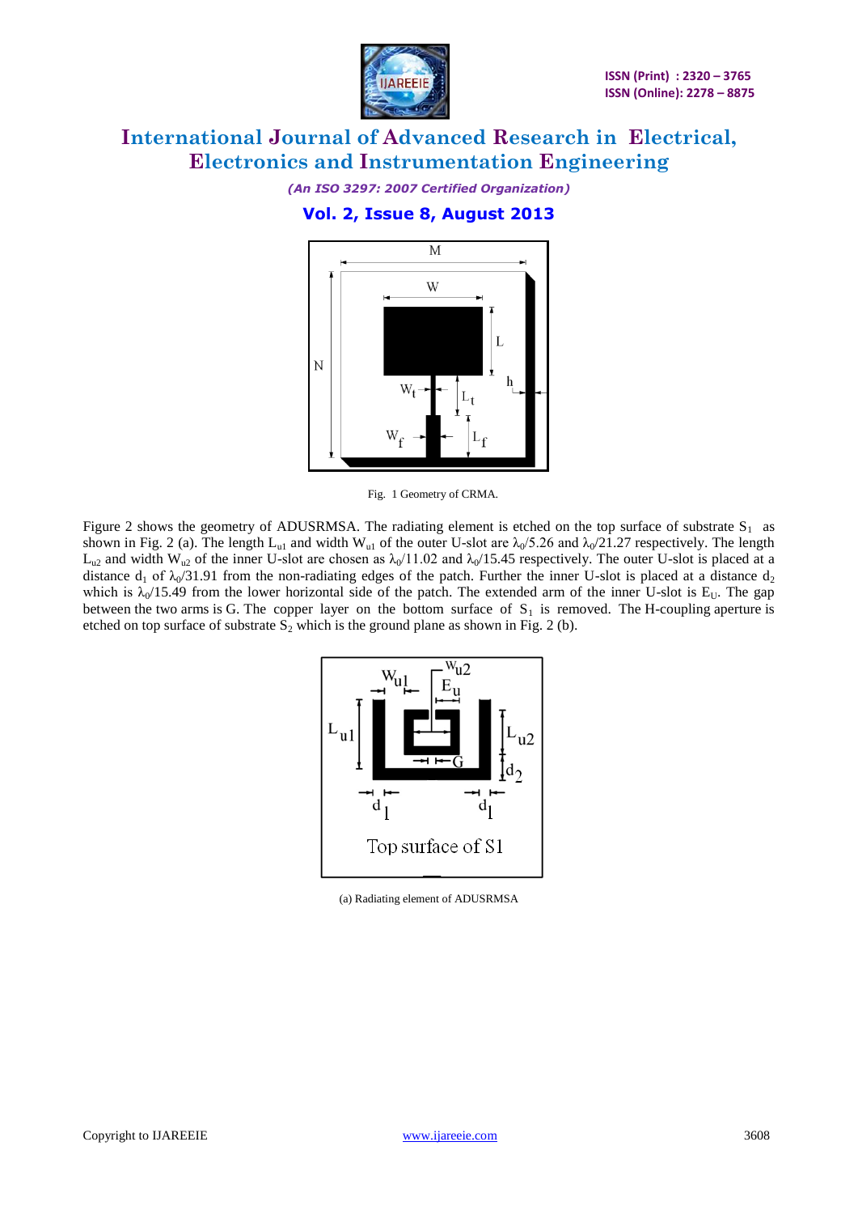Fig. 1 Geometry of CRMA.

Figure 2 shows the geometry of ADUSRMSA. The radiating element is etched on the top surface of substrate $S_1$ as shown in Fig. 2 (a). The length $L_{u1}$ and width $W_{u1}$ of the outer U-slot are $\lambda_0/5.26$ and $\lambda_0/21.27$ respectively. The length $L_{u2}$ and width $W_{u2}$ of the inner U-slot are chosen as $\lambda_0/11.02$ and $\lambda_0/15.45$ respectively. The outer U-slot is placed at a distance $d_1$ of $\lambda_0/31.91$ from the non-radiating edges of the patch. Further the inner U-slot is placed at a distance $d_2$ which is $\lambda_0/15.49$ from the lower horizontal side of the patch. The extended arm of the inner U-slot is $E_U$. The gap between the two arms is G. The copper layer on the bottom surface of $S_1$ is removed. The H-coupling aperture is etched on top surface of substrate $S_2$ which is the ground plane as shown in Fig. 2 (b).

(a) Radiating element of ADUSRMSA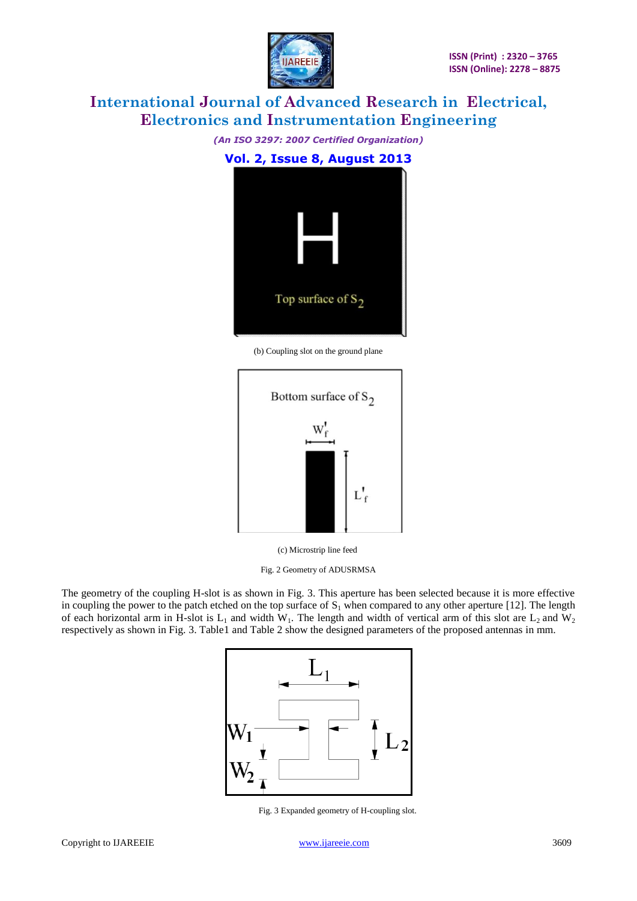(b) Coupling slot on the ground plane

(c) Microstrip line feed

Fig. 2 Geometry of ADUSRMSA

The geometry of the coupling H-slot is as shown in Fig. 3. This aperture has been selected because it is more effective in coupling the power to the patch etched on the top surface of $S_1$ when compared to any other aperture [12]. The length of each horizontal arm in H-slot is $L_1$ and width $W_1$. The length and width of vertical arm of this slot are $L_2$ and $W_2$ respectively as shown in Fig. 3. Table1 and Table 2 show the designed parameters of the proposed antennas in mm.

Fig. 3 Expanded geometry of H-coupling slot.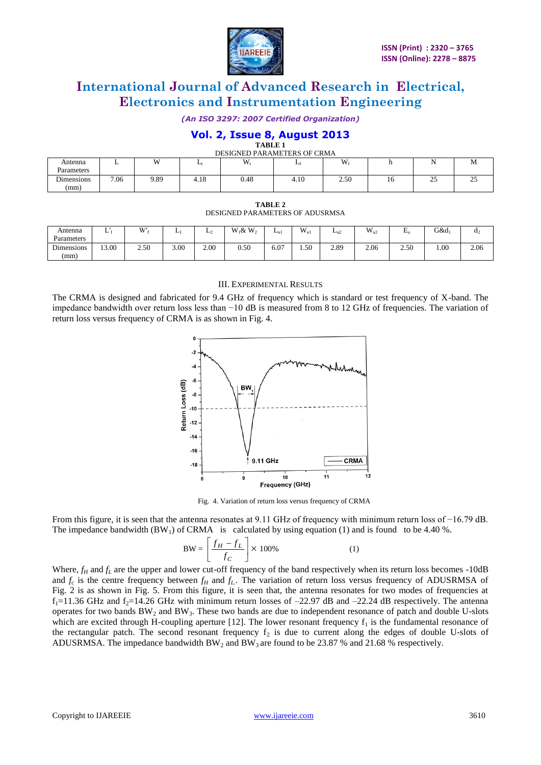**TABLE 1**

DESIGNED PARAMETERS OF CRMA

| Antenna Parameters | L | W | $L_t$ | $W_t$ | $L_f$ | $W_f$ | h | N | M |
|---|---|---|---|---|---|---|---|---|---|
| Dimensions (mm) | 7.06 | 9.89 | 4.18 | 0.48 | 4.10 | 2.50 | 16 | 25 | 25 |

**TABLE 2**

DESIGNED PARAMETERS OF ADUSRMSA

| Antenna Parameters | $L'_f$ | $W'_f$ | $L_1$ | $L_2$ | $W_1$& $W_2$ | $L_{u1}$ | $W_{u1}$ | $L_{u2}$ | $W_{u2}$ | $E_u$ | G&$d_1$ | $d_2$ |
|---|---|---|---|---|---|---|---|---|---|---|---|---|
| Dimensions (mm) | 13.00 | 2.50 | 3.00 | 2.00 | 0.50 | 6.07 | 1.50 | 2.89 | 2.06 | 2.50 | 1.00 | 2.06 |

## III. Experimental Results

The CRMA is designed and fabricated for 9.4 GHz of frequency which is standard or test frequency of X-band. The impedance bandwidth over return loss less than −10 dB is measured from 8 to 12 GHz of frequencies. The variation of return loss versus frequency of CRMA is as shown in Fig. 4.

Fig. 4. Variation of return loss versus frequency of CRMA

From this figure, it is seen that the antenna resonates at 9.11 GHz of frequency with minimum return loss of −16.79 dB. The impedance bandwidth ($BW_1$) of CRMA is calculated by using equation (1) and is found to be 4.40 %.

$$BW = \left[\frac{f_H - f_L}{f_C}\right] \times 100\% \qquad (1)$$

Where, $f_H$ and $f_L$ are the upper and lower cut-off frequency of the band respectively when its return loss becomes -10dB and $f_c$ is the centre frequency between $f_H$ and $f_L$. The variation of return loss versus frequency of ADUSRMSA of Fig. 2 is as shown in Fig. 5. From this figure, it is seen that, the antenna resonates for two modes of frequencies at $f_1$=11.36 GHz and $f_2$=14.26 GHz with minimum return losses of –22.97 dB and –22.24 dB respectively. The antenna operates for two bands $BW_2$ and $BW_3$. These two bands are due to independent resonance of patch and double U-slots which are excited through H-coupling aperture [12]. The lower resonant frequency $f_1$ is the fundamental resonance of the rectangular patch. The second resonant frequency $f_2$ is due to current along the edges of double U-slots of ADUSRMSA. The impedance bandwidth $BW_2$ and $BW_3$ are found to be 23.87 % and 21.68 % respectively.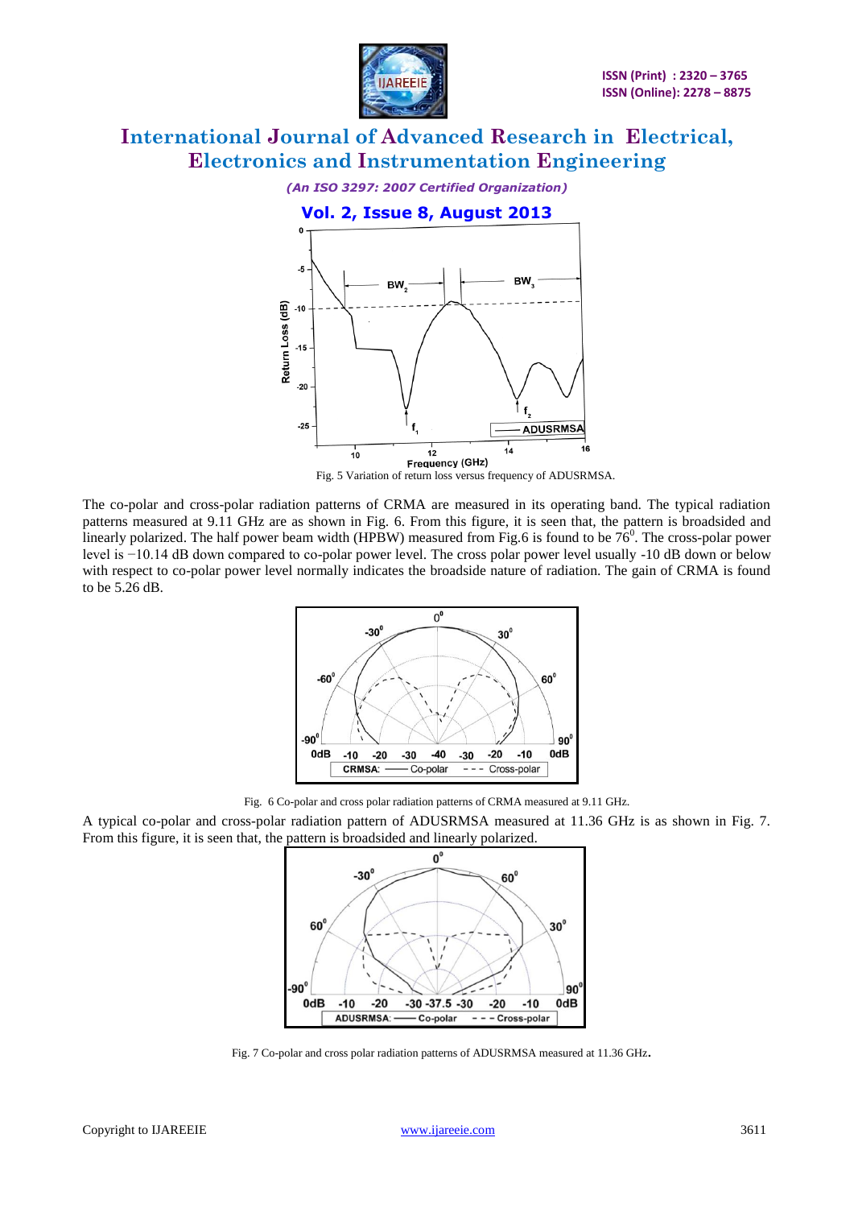Fig. 5 Variation of return loss versus frequency of ADUSRMSA.

The co-polar and cross-polar radiation patterns of CRMA are measured in its operating band. The typical radiation patterns measured at 9.11 GHz are as shown in Fig. 6. From this figure, it is seen that, the pattern is broadsided and linearly polarized. The half power beam width (HPBW) measured from Fig.6 is found to be $76^0$. The cross-polar power level is −10.14 dB down compared to co-polar power level. The cross polar power level usually -10 dB down or below with respect to co-polar power level normally indicates the broadside nature of radiation. The gain of CRMA is found to be 5.26 dB.

Fig. 6 Co-polar and cross polar radiation patterns of CRMA measured at 9.11 GHz.

A typical co-polar and cross-polar radiation pattern of ADUSRMSA measured at 11.36 GHz is as shown in Fig. 7. From this figure, it is seen that, the pattern is broadsided and linearly polarized.

Fig. 7 Co-polar and cross polar radiation patterns of ADUSRMSA measured at 11.36 GHz.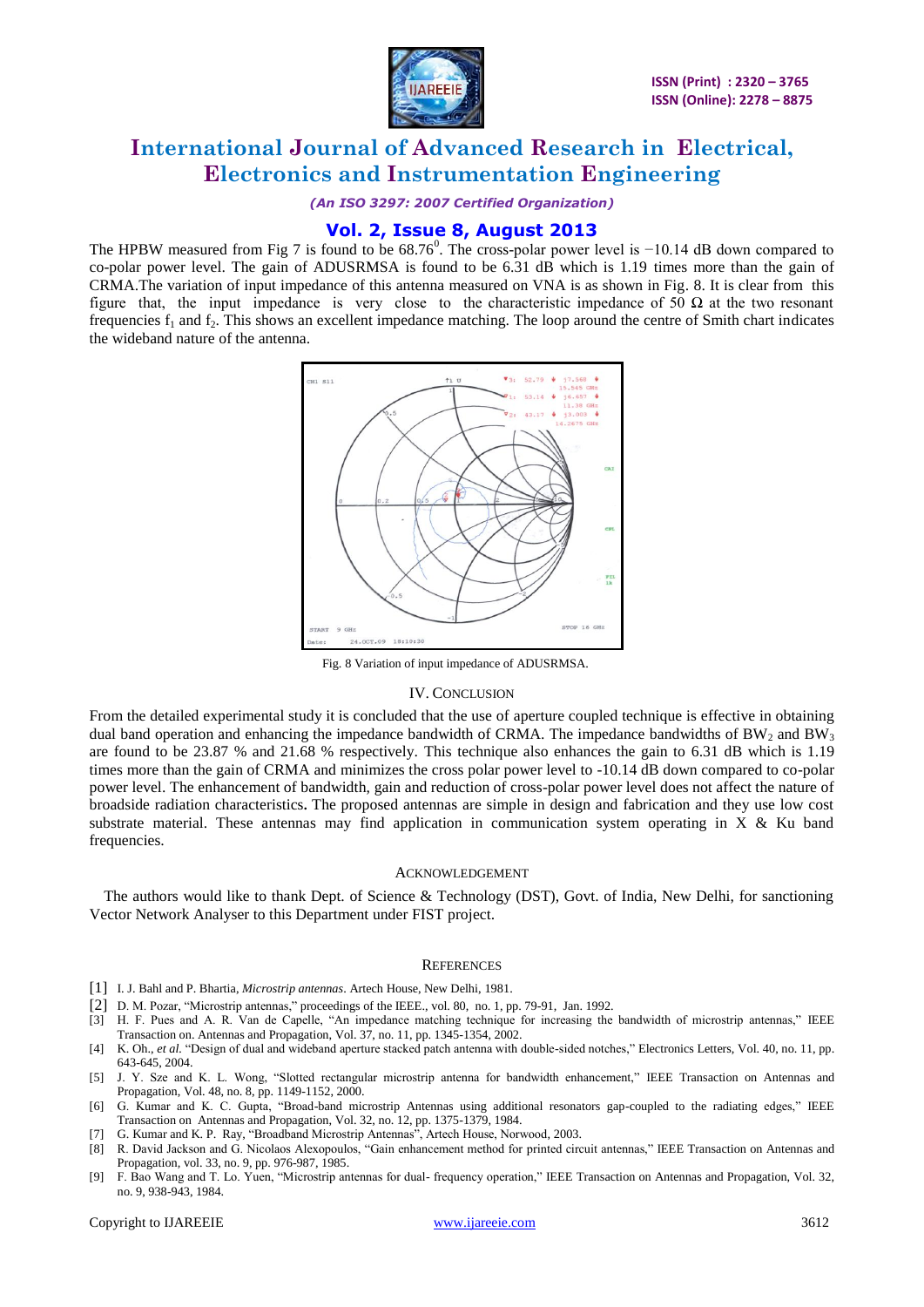The HPBW measured from Fig 7 is found to be $68.76^0$. The cross-polar power level is −10.14 dB down compared to co-polar power level. The gain of ADUSRMSA is found to be 6.31 dB which is 1.19 times more than the gain of CRMA.The variation of input impedance of this antenna measured on VNA is as shown in Fig. 8. It is clear from this figure that, the input impedance is very close to the characteristic impedance of 50 Ω at the two resonant frequencies $f_1$ and $f_2$. This shows an excellent impedance matching. The loop around the centre of Smith chart indicates the wideband nature of the antenna.

Fig. 8 Variation of input impedance of ADUSRMSA.

## IV. CONCLUSION

From the detailed experimental study it is concluded that the use of aperture coupled technique is effective in obtaining dual band operation and enhancing the impedance bandwidth of CRMA. The impedance bandwidths of $BW_2$ and $BW_3$ are found to be 23.87 % and 21.68 % respectively. This technique also enhances the gain to 6.31 dB which is 1.19 times more than the gain of CRMA and minimizes the cross polar power level to -10.14 dB down compared to co-polar power level. The enhancement of bandwidth, gain and reduction of cross-polar power level does not affect the nature of broadside radiation characteristics. The proposed antennas are simple in design and fabrication and they use low cost substrate material. These antennas may find application in communication system operating in X & Ku band frequencies.

## ACKNOWLEDGEMENT

The authors would like to thank Dept. of Science & Technology (DST), Govt. of India, New Delhi, for sanctioning Vector Network Analyser to this Department under FIST project.

## REFERENCES

[1] I. J. Bahl and P. Bhartia, *Microstrip antennas*. Artech House, New Delhi, 1981.

[2] D. M. Pozar, "Microstrip antennas," proceedings of the IEEE., vol. 80, no. 1, pp. 79-91, Jan. 1992.

[3] H. F. Pues and A. R. Van de Capelle, "An impedance matching technique for increasing the bandwidth of microstrip antennas," IEEE Transaction on. Antennas and Propagation, Vol. 37, no. 11, pp. 1345-1354, 2002.

[4] K. Oh., *et al.* "Design of dual and wideband aperture stacked patch antenna with double-sided notches," Electronics Letters, Vol. 40, no. 11, pp. 643-645, 2004.

[5] J. Y. Sze and K. L. Wong, "Slotted rectangular microstrip antenna for bandwidth enhancement," IEEE Transaction on Antennas and Propagation, Vol. 48, no. 8, pp. 1149-1152, 2000.

[6] G. Kumar and K. C. Gupta, "Broad-band microstrip Antennas using additional resonators gap-coupled to the radiating edges," IEEE Transaction on Antennas and Propagation, Vol. 32, no. 12, pp. 1375-1379, 1984.

[7] G. Kumar and K. P. Ray, "Broadband Microstrip Antennas", Artech House, Norwood, 2003.

[8] R. David Jackson and G. Nicolaos Alexopoulos, "Gain enhancement method for printed circuit antennas," IEEE Transaction on Antennas and Propagation, vol. 33, no. 9, pp. 976-987, 1985.

[9] F. Bao Wang and T. Lo. Yuen, "Microstrip antennas for dual- frequency operation," IEEE Transaction on Antennas and Propagation, Vol. 32, no. 9, 938-943, 1984.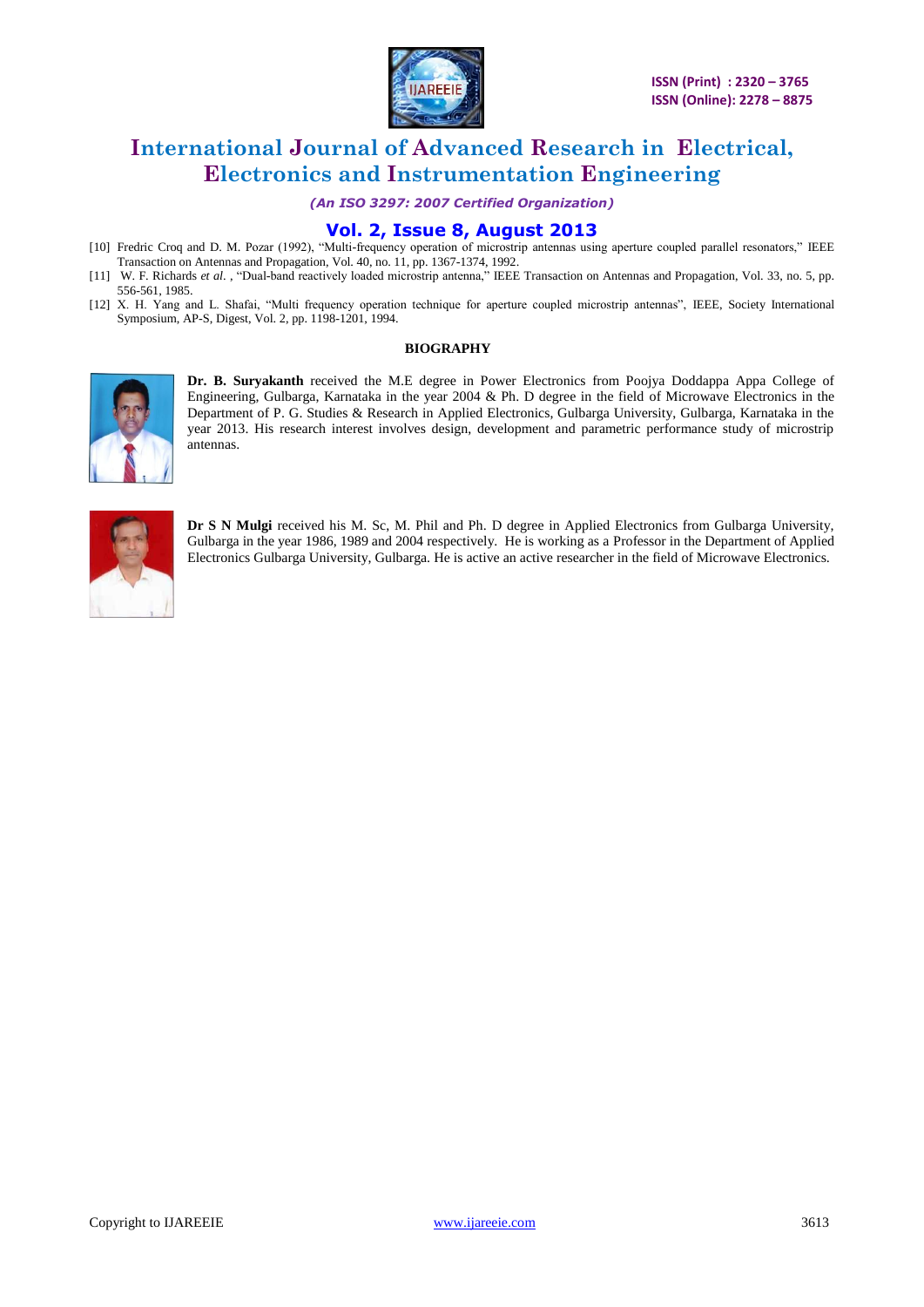[10] Fredric Croq and D. M. Pozar (1992), "Multi-frequency operation of microstrip antennas using aperture coupled parallel resonators," IEEE Transaction on Antennas and Propagation, Vol. 40, no. 11, pp. 1367-1374, 1992.

[11] W. F. Richards *et al.* , "Dual-band reactively loaded microstrip antenna," IEEE Transaction on Antennas and Propagation, Vol. 33, no. 5, pp. 556-561, 1985.

[12] X. H. Yang and L. Shafai, "Multi frequency operation technique for aperture coupled microstrip antennas", IEEE, Society International Symposium, AP-S, Digest, Vol. 2, pp. 1198-1201, 1994.

## BIOGRAPHY

**Dr. B. Suryakanth** received the M.E degree in Power Electronics from Poojya Doddappa Appa College of Engineering, Gulbarga, Karnataka in the year 2004 & Ph. D degree in the field of Microwave Electronics in the Department of P. G. Studies & Research in Applied Electronics, Gulbarga University, Gulbarga, Karnataka in the year 2013. His research interest involves design, development and parametric performance study of microstrip antennas.

**Dr S N Mulgi** received his M. Sc, M. Phil and Ph. D degree in Applied Electronics from Gulbarga University, Gulbarga in the year 1986, 1989 and 2004 respectively. He is working as a Professor in the Department of Applied Electronics Gulbarga University, Gulbarga. He is active an active researcher in the field of Microwave Electronics.